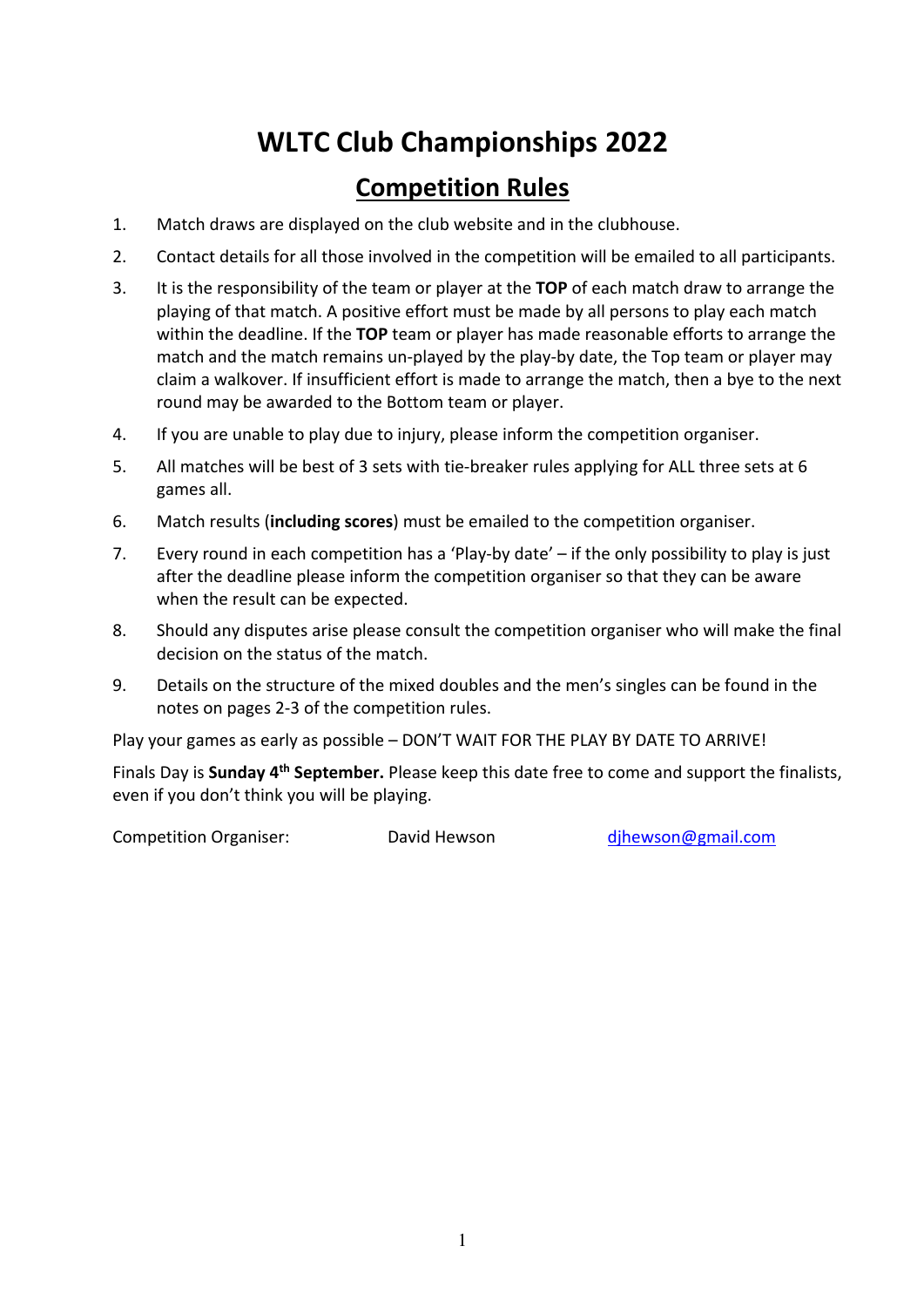# WLTC Club Championships 2022

## Competition Rules

1. Match draws are displayed on the club website and in the clubhouse.
2. Contact details for all those involved in the competition will be emailed to all participants.
3. It is the responsibility of the team or player at the **TOP** of each match draw to arrange the playing of that match. A positive effort must be made by all persons to play each match within the deadline. If the **TOP** team or player has made reasonable efforts to arrange the match and the match remains un-played by the play-by date, the Top team or player may claim a walkover. If insufficient effort is made to arrange the match, then a bye to the next round may be awarded to the Bottom team or player.
4. If you are unable to play due to injury, please inform the competition organiser.
5. All matches will be best of 3 sets with tie-breaker rules applying for ALL three sets at 6 games all.
6. Match results (**including scores**) must be emailed to the competition organiser.
7. Every round in each competition has a 'Play-by date' – if the only possibility to play is just after the deadline please inform the competition organiser so that they can be aware when the result can be expected.
8. Should any disputes arise please consult the competition organiser who will make the final decision on the status of the match.
9. Details on the structure of the mixed doubles and the men's singles can be found in the notes on pages 2-3 of the competition rules.

Play your games as early as possible – DON'T WAIT FOR THE PLAY BY DATE TO ARRIVE!

Finals Day is **Sunday 4th September.** Please keep this date free to come and support the finalists, even if you don't think you will be playing.

Competition Organiser: David Hewson djhewson@gmail.com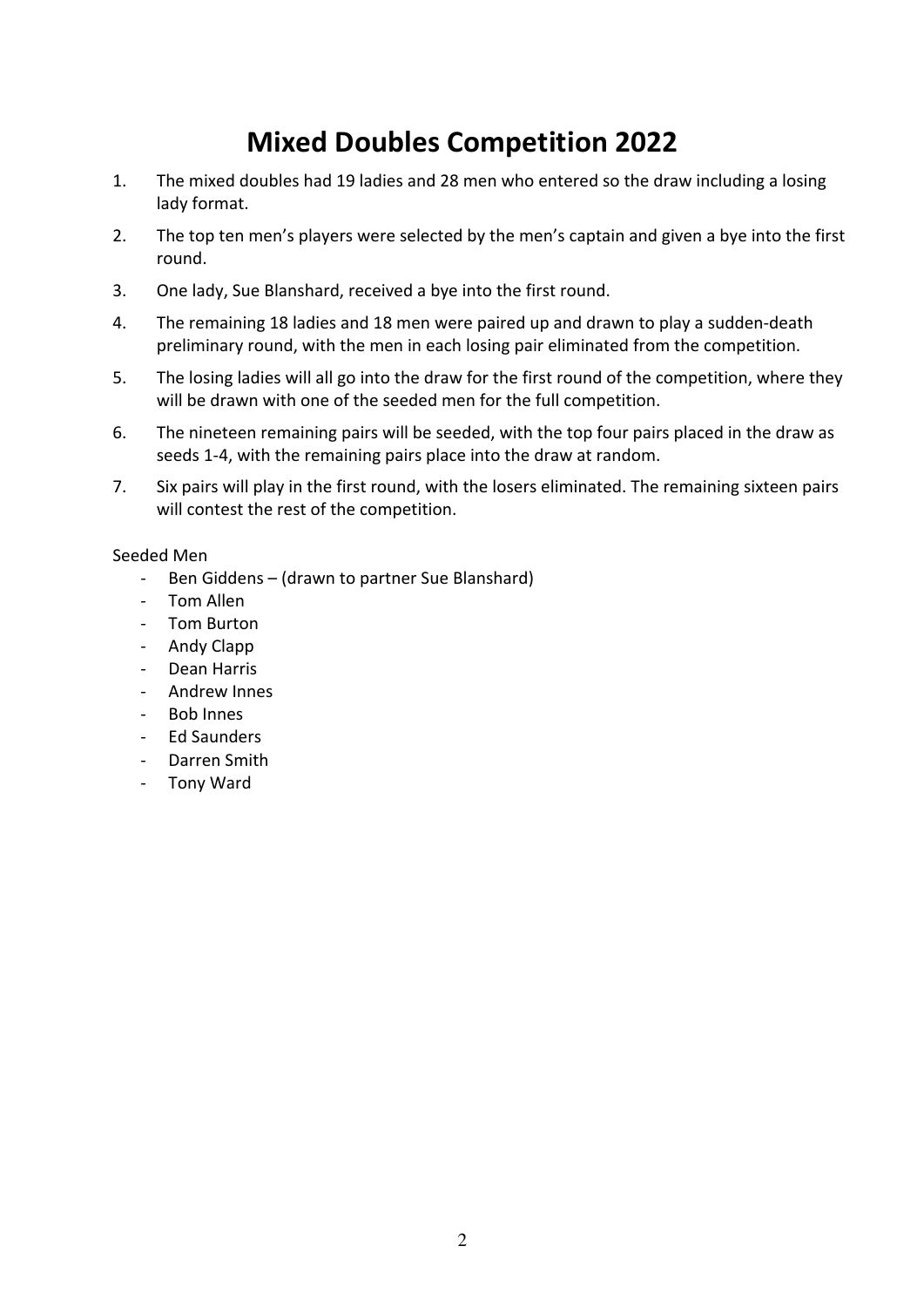# Mixed Doubles Competition 2022

1. The mixed doubles had 19 ladies and 28 men who entered so the draw including a losing lady format.
2. The top ten men's players were selected by the men's captain and given a bye into the first round.
3. One lady, Sue Blanshard, received a bye into the first round.
4. The remaining 18 ladies and 18 men were paired up and drawn to play a sudden-death preliminary round, with the men in each losing pair eliminated from the competition.
5. The losing ladies will all go into the draw for the first round of the competition, where they will be drawn with one of the seeded men for the full competition.
6. The nineteen remaining pairs will be seeded, with the top four pairs placed in the draw as seeds 1-4, with the remaining pairs place into the draw at random.
7. Six pairs will play in the first round, with the losers eliminated. The remaining sixteen pairs will contest the rest of the competition.

Seeded Men

- Ben Giddens – (drawn to partner Sue Blanshard)
- Tom Allen
- Tom Burton
- Andy Clapp
- Dean Harris
- Andrew Innes
- Bob Innes
- Ed Saunders
- Darren Smith
- Tony Ward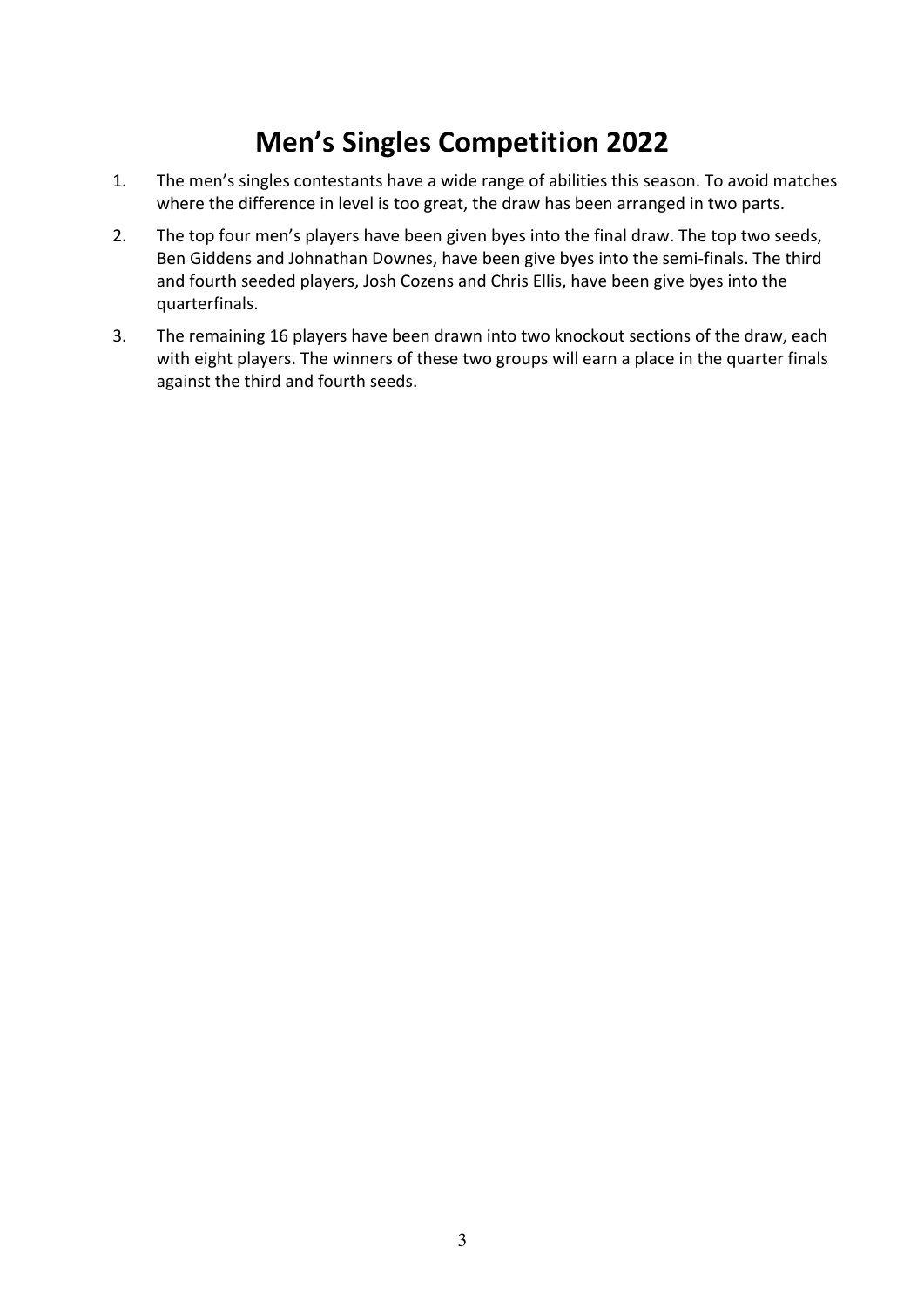# Men's Singles Competition 2022

1. The men's singles contestants have a wide range of abilities this season. To avoid matches where the difference in level is too great, the draw has been arranged in two parts.
2. The top four men's players have been given byes into the final draw. The top two seeds, Ben Giddens and Johnathan Downes, have been give byes into the semi-finals. The third and fourth seeded players, Josh Cozens and Chris Ellis, have been give byes into the quarterfinals.
3. The remaining 16 players have been drawn into two knockout sections of the draw, each with eight players. The winners of these two groups will earn a place in the quarter finals against the third and fourth seeds.